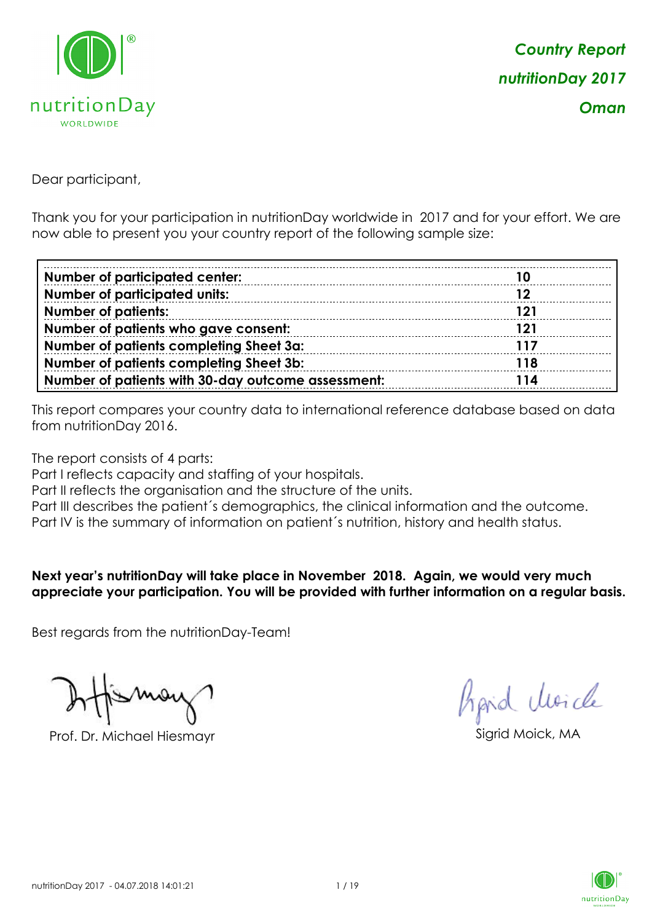nutritionDay WORLDWIDE

***Country Report***
***nutritionDay 2017***
***Oman***

Dear participant,

Thank you for your participation in nutritionDay worldwide in 2017 and for your effort. We are now able to present you your country report of the following sample size:

| | |
|---|---|
| **Number of participated center:** | **10** |
| **Number of participated units:** | **12** |
| **Number of patients:** | **121** |
| **Number of patients who gave consent:** | **121** |
| **Number of patients completing Sheet 3a:** | **117** |
| **Number of patients completing Sheet 3b:** | **118** |
| **Number of patients with 30-day outcome assessment:** | **114** |

This report compares your country data to international reference database based on data from nutritionDay 2016.

The report consists of 4 parts:
Part I reflects capacity and staffing of your hospitals.
Part II reflects the organisation and the structure of the units.
Part III describes the patient´s demographics, the clinical information and the outcome.
Part IV is the summary of information on patient´s nutrition, history and health status.

**Next year's nutritionDay will take place in November 2018. Again, we would very much appreciate your participation. You will be provided with further information on a regular basis.**

Best regards from the nutritionDay-Team!

Prof. Dr. Michael Hiesmayr

Sigrid Moick, MA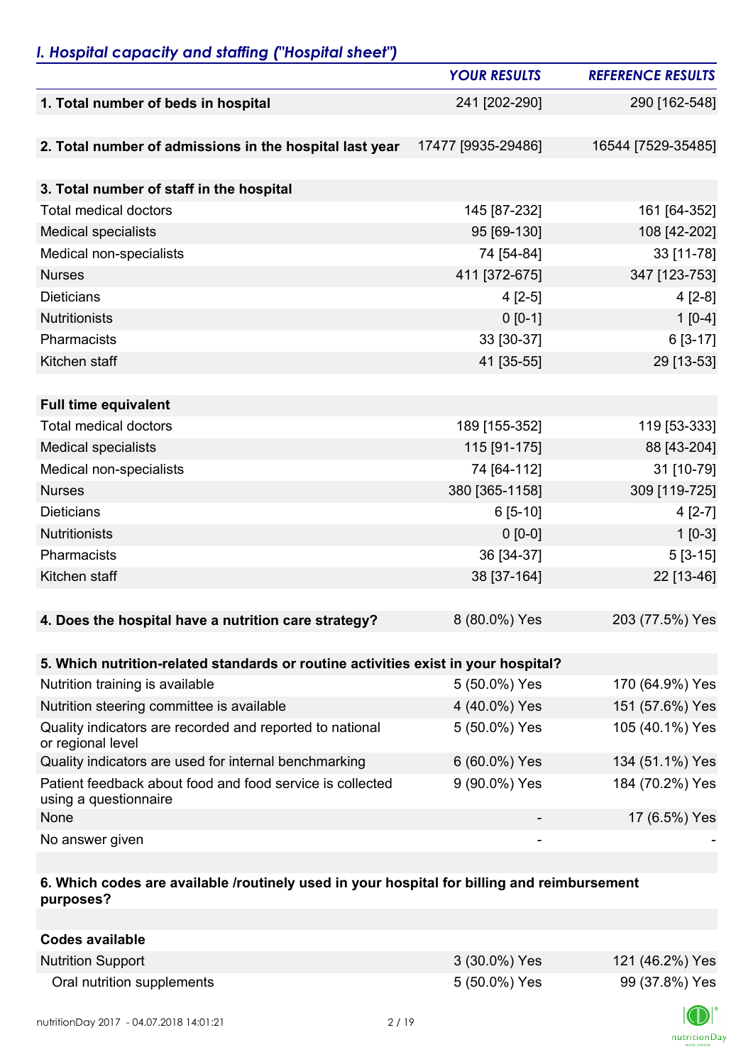## *I. Hospital capacity and staffing ("Hospital sheet")*

| | *YOUR RESULTS* | *REFERENCE RESULTS* |
|---|---|---|
| **1. Total number of beds in hospital** | 241 [202-290] | 290 [162-548] |
| **2. Total number of admissions in the hospital last year** | 17477 [9935-29486] | 16544 [7529-35485] |
| **3. Total number of staff in the hospital** | | |
| Total medical doctors | 145 [87-232] | 161 [64-352] |
| Medical specialists | 95 [69-130] | 108 [42-202] |
| Medical non-specialists | 74 [54-84] | 33 [11-78] |
| Nurses | 411 [372-675] | 347 [123-753] |
| Dieticians | 4 [2-5] | 4 [2-8] |
| Nutritionists | 0 [0-1] | 1 [0-4] |
| Pharmacists | 33 [30-37] | 6 [3-17] |
| Kitchen staff | 41 [35-55] | 29 [13-53] |
| **Full time equivalent** | | |
| Total medical doctors | 189 [155-352] | 119 [53-333] |
| Medical specialists | 115 [91-175] | 88 [43-204] |
| Medical non-specialists | 74 [64-112] | 31 [10-79] |
| Nurses | 380 [365-1158] | 309 [119-725] |
| Dieticians | 6 [5-10] | 4 [2-7] |
| Nutritionists | 0 [0-0] | 1 [0-3] |
| Pharmacists | 36 [34-37] | 5 [3-15] |
| Kitchen staff | 38 [37-164] | 22 [13-46] |
| **4. Does the hospital have a nutrition care strategy?** | 8 (80.0%) Yes | 203 (77.5%) Yes |
| **5. Which nutrition-related standards or routine activities exist in your hospital?** | | |
| Nutrition training is available | 5 (50.0%) Yes | 170 (64.9%) Yes |
| Nutrition steering committee is available | 4 (40.0%) Yes | 151 (57.6%) Yes |
| Quality indicators are recorded and reported to national or regional level | 5 (50.0%) Yes | 105 (40.1%) Yes |
| Quality indicators are used for internal benchmarking | 6 (60.0%) Yes | 134 (51.1%) Yes |
| Patient feedback about food and food service is collected using a questionnaire | 9 (90.0%) Yes | 184 (70.2%) Yes |
| None | - | 17 (6.5%) Yes |
| No answer given | - | - |
| **6. Which codes are available /routinely used in your hospital for billing and reimbursement purposes?** | | |
| **Codes available** | | |
| Nutrition Support | 3 (30.0%) Yes | 121 (46.2%) Yes |
| Oral nutrition supplements | 5 (50.0%) Yes | 99 (37.8%) Yes |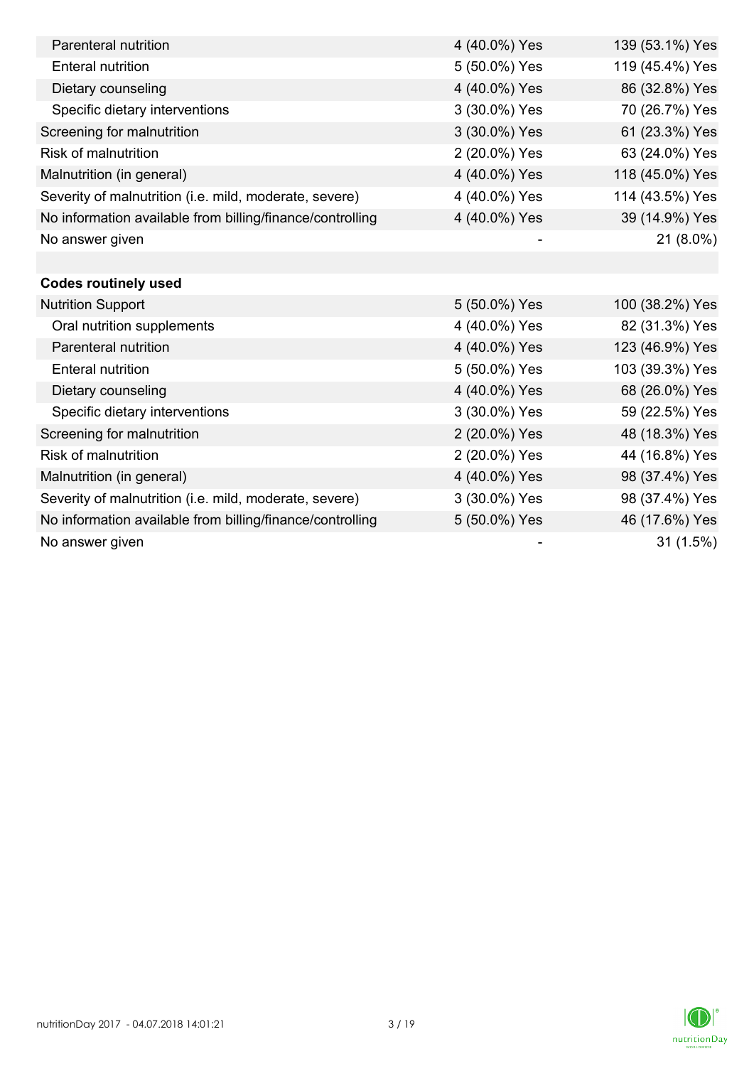| | | |
|---|---|---|
| Parenteral nutrition | 4 (40.0%) Yes | 139 (53.1%) Yes |
| Enteral nutrition | 5 (50.0%) Yes | 119 (45.4%) Yes |
| Dietary counseling | 4 (40.0%) Yes | 86 (32.8%) Yes |
| Specific dietary interventions | 3 (30.0%) Yes | 70 (26.7%) Yes |
| Screening for malnutrition | 3 (30.0%) Yes | 61 (23.3%) Yes |
| Risk of malnutrition | 2 (20.0%) Yes | 63 (24.0%) Yes |
| Malnutrition (in general) | 4 (40.0%) Yes | 118 (45.0%) Yes |
| Severity of malnutrition (i.e. mild, moderate, severe) | 4 (40.0%) Yes | 114 (43.5%) Yes |
| No information available from billing/finance/controlling | 4 (40.0%) Yes | 39 (14.9%) Yes |
| No answer given | - | 21 (8.0%) |
| | | |
| **Codes routinely used** | | |
| Nutrition Support | 5 (50.0%) Yes | 100 (38.2%) Yes |
| Oral nutrition supplements | 4 (40.0%) Yes | 82 (31.3%) Yes |
| Parenteral nutrition | 4 (40.0%) Yes | 123 (46.9%) Yes |
| Enteral nutrition | 5 (50.0%) Yes | 103 (39.3%) Yes |
| Dietary counseling | 4 (40.0%) Yes | 68 (26.0%) Yes |
| Specific dietary interventions | 3 (30.0%) Yes | 59 (22.5%) Yes |
| Screening for malnutrition | 2 (20.0%) Yes | 48 (18.3%) Yes |
| Risk of malnutrition | 2 (20.0%) Yes | 44 (16.8%) Yes |
| Malnutrition (in general) | 4 (40.0%) Yes | 98 (37.4%) Yes |
| Severity of malnutrition (i.e. mild, moderate, severe) | 3 (30.0%) Yes | 98 (37.4%) Yes |
| No information available from billing/finance/controlling | 5 (50.0%) Yes | 46 (17.6%) Yes |
| No answer given | - | 31 (1.5%) |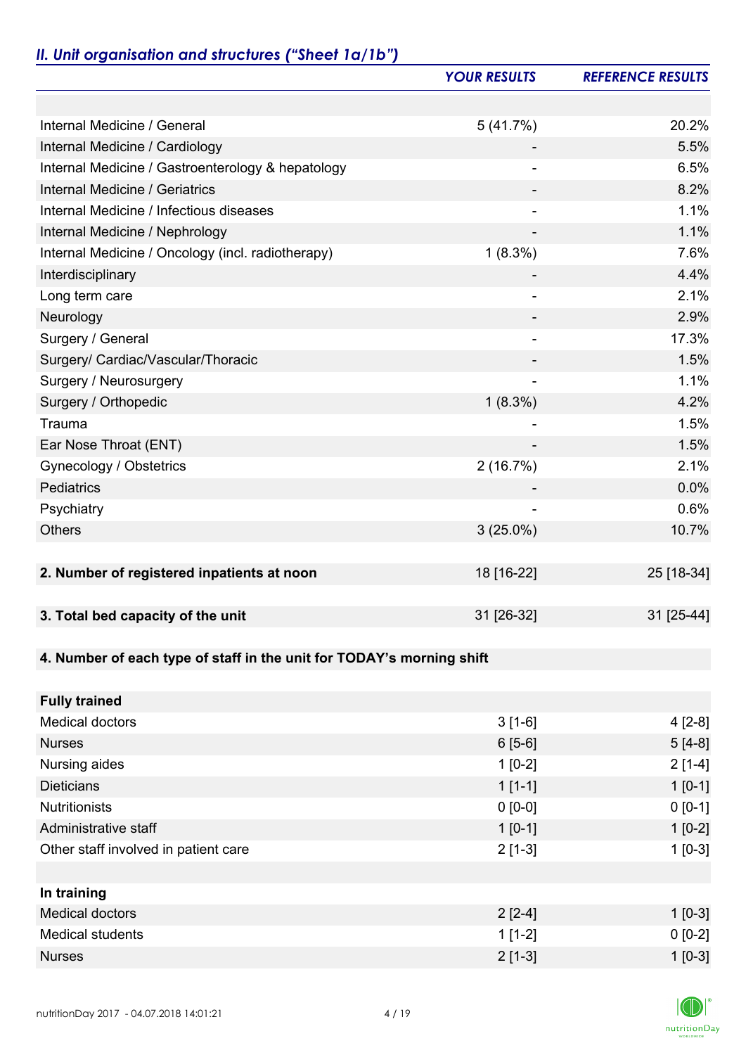## *II. Unit organisation and structures ("Sheet 1a/1b")*

| | *YOUR RESULTS* | *REFERENCE RESULTS* |
|---|---|---|
| | | |
| Internal Medicine / General | 5 (41.7%) | 20.2% |
| Internal Medicine / Cardiology | - | 5.5% |
| Internal Medicine / Gastroenterology & hepatology | - | 6.5% |
| Internal Medicine / Geriatrics | - | 8.2% |
| Internal Medicine / Infectious diseases | - | 1.1% |
| Internal Medicine / Nephrology | - | 1.1% |
| Internal Medicine / Oncology (incl. radiotherapy) | 1 (8.3%) | 7.6% |
| Interdisciplinary | - | 4.4% |
| Long term care | - | 2.1% |
| Neurology | - | 2.9% |
| Surgery / General | - | 17.3% |
| Surgery/ Cardiac/Vascular/Thoracic | - | 1.5% |
| Surgery / Neurosurgery | - | 1.1% |
| Surgery / Orthopedic | 1 (8.3%) | 4.2% |
| Trauma | - | 1.5% |
| Ear Nose Throat (ENT) | - | 1.5% |
| Gynecology / Obstetrics | 2 (16.7%) | 2.1% |
| Pediatrics | - | 0.0% |
| Psychiatry | - | 0.6% |
| Others | 3 (25.0%) | 10.7% |
| | | |
| **2. Number of registered inpatients at noon** | 18 [16-22] | 25 [18-34] |
| | | |
| **3. Total bed capacity of the unit** | 31 [26-32] | 31 [25-44] |
| | | |
| **4. Number of each type of staff in the unit for TODAY's morning shift** | | |
| | | |
| **Fully trained** | | |
| Medical doctors | 3 [1-6] | 4 [2-8] |
| Nurses | 6 [5-6] | 5 [4-8] |
| Nursing aides | 1 [0-2] | 2 [1-4] |
| Dieticians | 1 [1-1] | 1 [0-1] |
| Nutritionists | 0 [0-0] | 0 [0-1] |
| Administrative staff | 1 [0-1] | 1 [0-2] |
| Other staff involved in patient care | 2 [1-3] | 1 [0-3] |
| | | |
| **In training** | | |
| Medical doctors | 2 [2-4] | 1 [0-3] |
| Medical students | 1 [1-2] | 0 [0-2] |
| Nurses | 2 [1-3] | 1 [0-3] |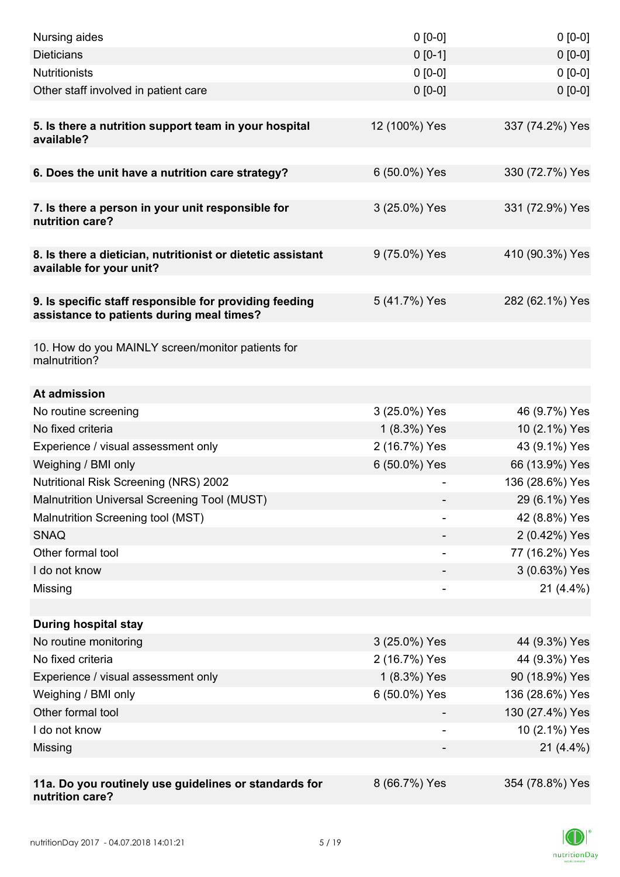| | | |
|---|---|---|
| Nursing aides | 0 [0-0] | 0 [0-0] |
| Dieticians | 0 [0-1] | 0 [0-0] |
| Nutritionists | 0 [0-0] | 0 [0-0] |
| Other staff involved in patient care | 0 [0-0] | 0 [0-0] |
| | | |
| **5. Is there a nutrition support team in your hospital available?** | 12 (100%) Yes | 337 (74.2%) Yes |
| | | |
| **6. Does the unit have a nutrition care strategy?** | 6 (50.0%) Yes | 330 (72.7%) Yes |
| | | |
| **7. Is there a person in your unit responsible for nutrition care?** | 3 (25.0%) Yes | 331 (72.9%) Yes |
| | | |
| **8. Is there a dietician, nutritionist or dietetic assistant available for your unit?** | 9 (75.0%) Yes | 410 (90.3%) Yes |
| | | |
| **9. Is specific staff responsible for providing feeding assistance to patients during meal times?** | 5 (41.7%) Yes | 282 (62.1%) Yes |
| | | |
| 10. How do you MAINLY screen/monitor patients for malnutrition? | | |
| | | |
| **At admission** | | |
| No routine screening | 3 (25.0%) Yes | 46 (9.7%) Yes |
| No fixed criteria | 1 (8.3%) Yes | 10 (2.1%) Yes |
| Experience / visual assessment only | 2 (16.7%) Yes | 43 (9.1%) Yes |
| Weighing / BMI only | 6 (50.0%) Yes | 66 (13.9%) Yes |
| Nutritional Risk Screening (NRS) 2002 | - | 136 (28.6%) Yes |
| Malnutrition Universal Screening Tool (MUST) | - | 29 (6.1%) Yes |
| Malnutrition Screening tool (MST) | - | 42 (8.8%) Yes |
| SNAQ | - | 2 (0.42%) Yes |
| Other formal tool | - | 77 (16.2%) Yes |
| I do not know | - | 3 (0.63%) Yes |
| Missing | - | 21 (4.4%) |
| | | |
| **During hospital stay** | | |
| No routine monitoring | 3 (25.0%) Yes | 44 (9.3%) Yes |
| No fixed criteria | 2 (16.7%) Yes | 44 (9.3%) Yes |
| Experience / visual assessment only | 1 (8.3%) Yes | 90 (18.9%) Yes |
| Weighing / BMI only | 6 (50.0%) Yes | 136 (28.6%) Yes |
| Other formal tool | - | 130 (27.4%) Yes |
| I do not know | - | 10 (2.1%) Yes |
| Missing | - | 21 (4.4%) |
| | | |
| **11a. Do you routinely use guidelines or standards for nutrition care?** | 8 (66.7%) Yes | 354 (78.8%) Yes |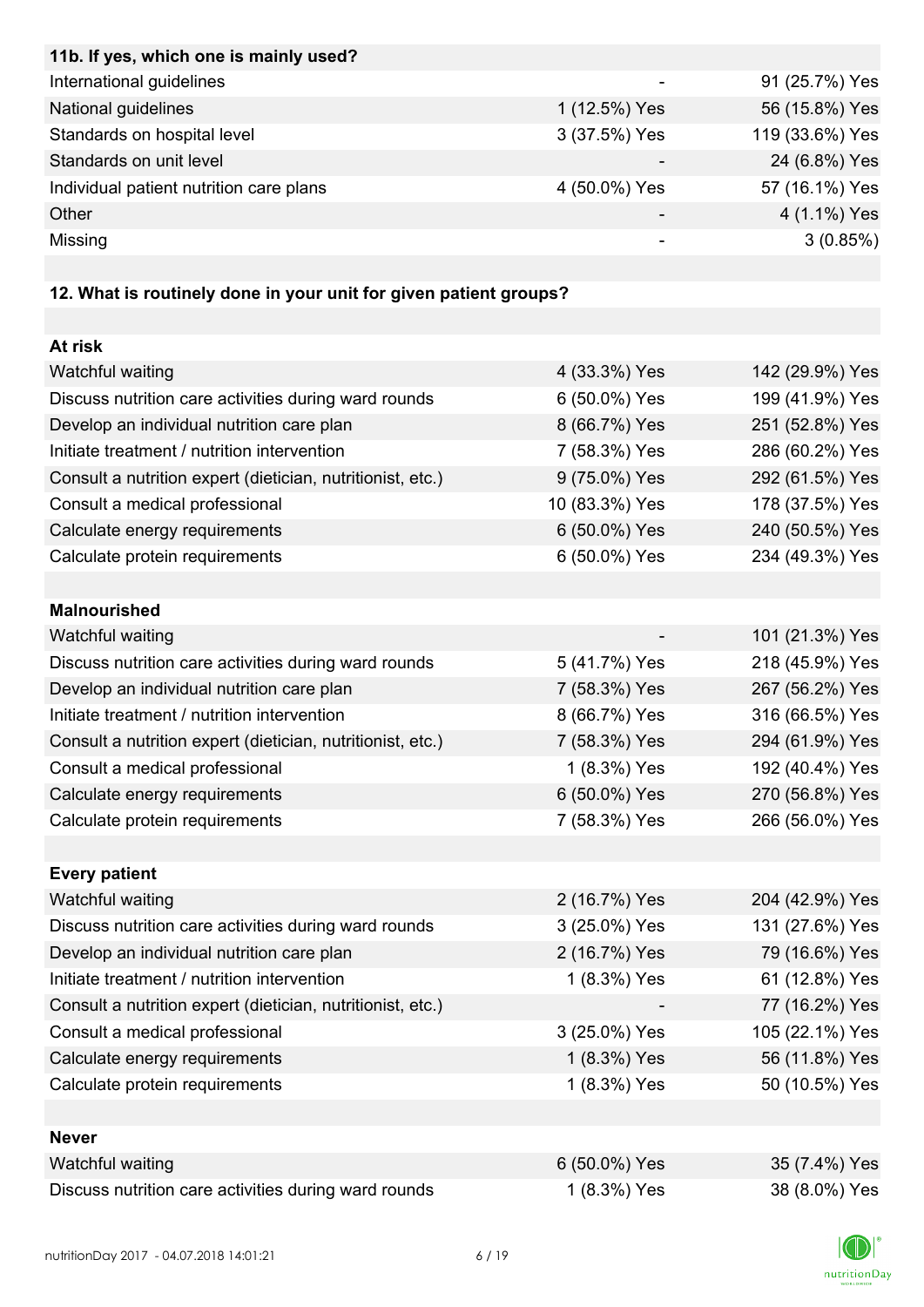| 11b. If yes, which one is mainly used? | | |
|---|---|---|
| International guidelines | - | 91 (25.7%) Yes |
| National guidelines | 1 (12.5%) Yes | 56 (15.8%) Yes |
| Standards on hospital level | 3 (37.5%) Yes | 119 (33.6%) Yes |
| Standards on unit level | - | 24 (6.8%) Yes |
| Individual patient nutrition care plans | 4 (50.0%) Yes | 57 (16.1%) Yes |
| Other | - | 4 (1.1%) Yes |
| Missing | - | 3 (0.85%) |

**12. What is routinely done in your unit for given patient groups?**

| At risk | | |
|---|---|---|
| Watchful waiting | 4 (33.3%) Yes | 142 (29.9%) Yes |
| Discuss nutrition care activities during ward rounds | 6 (50.0%) Yes | 199 (41.9%) Yes |
| Develop an individual nutrition care plan | 8 (66.7%) Yes | 251 (52.8%) Yes |
| Initiate treatment / nutrition intervention | 7 (58.3%) Yes | 286 (60.2%) Yes |
| Consult a nutrition expert (dietician, nutritionist, etc.) | 9 (75.0%) Yes | 292 (61.5%) Yes |
| Consult a medical professional | 10 (83.3%) Yes | 178 (37.5%) Yes |
| Calculate energy requirements | 6 (50.0%) Yes | 240 (50.5%) Yes |
| Calculate protein requirements | 6 (50.0%) Yes | 234 (49.3%) Yes |
| **Malnourished** | | |
| Watchful waiting | - | 101 (21.3%) Yes |
| Discuss nutrition care activities during ward rounds | 5 (41.7%) Yes | 218 (45.9%) Yes |
| Develop an individual nutrition care plan | 7 (58.3%) Yes | 267 (56.2%) Yes |
| Initiate treatment / nutrition intervention | 8 (66.7%) Yes | 316 (66.5%) Yes |
| Consult a nutrition expert (dietician, nutritionist, etc.) | 7 (58.3%) Yes | 294 (61.9%) Yes |
| Consult a medical professional | 1 (8.3%) Yes | 192 (40.4%) Yes |
| Calculate energy requirements | 6 (50.0%) Yes | 270 (56.8%) Yes |
| Calculate protein requirements | 7 (58.3%) Yes | 266 (56.0%) Yes |
| **Every patient** | | |
| Watchful waiting | 2 (16.7%) Yes | 204 (42.9%) Yes |
| Discuss nutrition care activities during ward rounds | 3 (25.0%) Yes | 131 (27.6%) Yes |
| Develop an individual nutrition care plan | 2 (16.7%) Yes | 79 (16.6%) Yes |
| Initiate treatment / nutrition intervention | 1 (8.3%) Yes | 61 (12.8%) Yes |
| Consult a nutrition expert (dietician, nutritionist, etc.) | - | 77 (16.2%) Yes |
| Consult a medical professional | 3 (25.0%) Yes | 105 (22.1%) Yes |
| Calculate energy requirements | 1 (8.3%) Yes | 56 (11.8%) Yes |
| Calculate protein requirements | 1 (8.3%) Yes | 50 (10.5%) Yes |
| **Never** | | |
| Watchful waiting | 6 (50.0%) Yes | 35 (7.4%) Yes |
| Discuss nutrition care activities during ward rounds | 1 (8.3%) Yes | 38 (8.0%) Yes |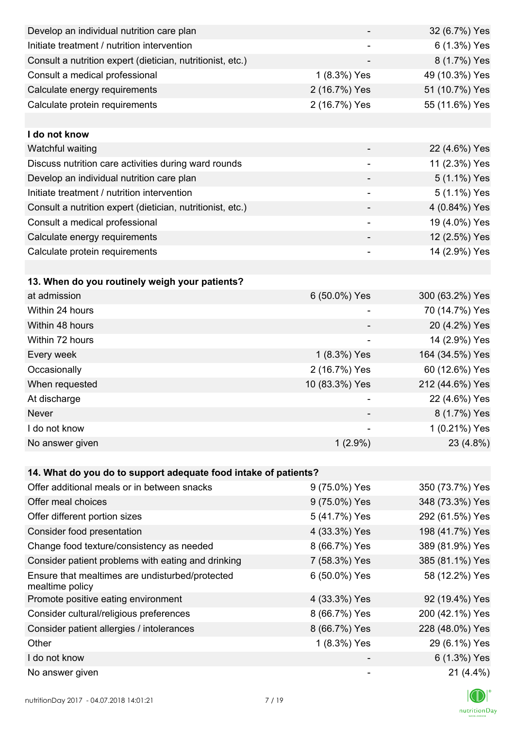| | | |
|---|---|---|
| Develop an individual nutrition care plan | - | 32 (6.7%) Yes |
| Initiate treatment / nutrition intervention | - | 6 (1.3%) Yes |
| Consult a nutrition expert (dietician, nutritionist, etc.) | - | 8 (1.7%) Yes |
| Consult a medical professional | 1 (8.3%) Yes | 49 (10.3%) Yes |
| Calculate energy requirements | 2 (16.7%) Yes | 51 (10.7%) Yes |
| Calculate protein requirements | 2 (16.7%) Yes | 55 (11.6%) Yes |
| | | |
| **I do not know** | | |
| Watchful waiting | - | 22 (4.6%) Yes |
| Discuss nutrition care activities during ward rounds | - | 11 (2.3%) Yes |
| Develop an individual nutrition care plan | - | 5 (1.1%) Yes |
| Initiate treatment / nutrition intervention | - | 5 (1.1%) Yes |
| Consult a nutrition expert (dietician, nutritionist, etc.) | - | 4 (0.84%) Yes |
| Consult a medical professional | - | 19 (4.0%) Yes |
| Calculate energy requirements | - | 12 (2.5%) Yes |
| Calculate protein requirements | - | 14 (2.9%) Yes |

| **13. When do you routinely weigh your patients?** | | |
|---|---|---|
| at admission | 6 (50.0%) Yes | 300 (63.2%) Yes |
| Within 24 hours | - | 70 (14.7%) Yes |
| Within 48 hours | - | 20 (4.2%) Yes |
| Within 72 hours | - | 14 (2.9%) Yes |
| Every week | 1 (8.3%) Yes | 164 (34.5%) Yes |
| Occasionally | 2 (16.7%) Yes | 60 (12.6%) Yes |
| When requested | 10 (83.3%) Yes | 212 (44.6%) Yes |
| At discharge | - | 22 (4.6%) Yes |
| Never | - | 8 (1.7%) Yes |
| I do not know | - | 1 (0.21%) Yes |
| No answer given | 1 (2.9%) | 23 (4.8%) |

| **14. What do you do to support adequate food intake of patients?** | | |
|---|---|---|
| Offer additional meals or in between snacks | 9 (75.0%) Yes | 350 (73.7%) Yes |
| Offer meal choices | 9 (75.0%) Yes | 348 (73.3%) Yes |
| Offer different portion sizes | 5 (41.7%) Yes | 292 (61.5%) Yes |
| Consider food presentation | 4 (33.3%) Yes | 198 (41.7%) Yes |
| Change food texture/consistency as needed | 8 (66.7%) Yes | 389 (81.9%) Yes |
| Consider patient problems with eating and drinking | 7 (58.3%) Yes | 385 (81.1%) Yes |
| Ensure that mealtimes are undisturbed/protected mealtime policy | 6 (50.0%) Yes | 58 (12.2%) Yes |
| Promote positive eating environment | 4 (33.3%) Yes | 92 (19.4%) Yes |
| Consider cultural/religious preferences | 8 (66.7%) Yes | 200 (42.1%) Yes |
| Consider patient allergies / intolerances | 8 (66.7%) Yes | 228 (48.0%) Yes |
| Other | 1 (8.3%) Yes | 29 (6.1%) Yes |
| I do not know | - | 6 (1.3%) Yes |
| No answer given | - | 21 (4.4%) |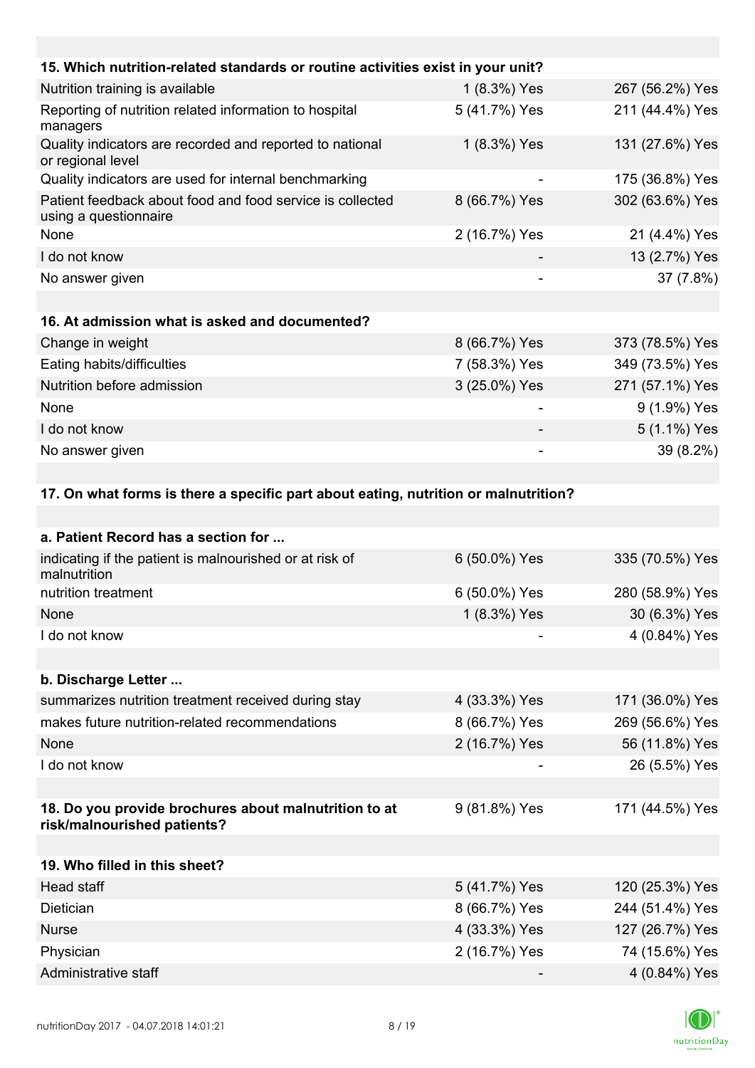| 15. Which nutrition-related standards or routine activities exist in your unit? | | |
|---|---|---|
| Nutrition training is available | 1 (8.3%) Yes | 267 (56.2%) Yes |
| Reporting of nutrition related information to hospital managers | 5 (41.7%) Yes | 211 (44.4%) Yes |
| Quality indicators are recorded and reported to national or regional level | 1 (8.3%) Yes | 131 (27.6%) Yes |
| Quality indicators are used for internal benchmarking | - | 175 (36.8%) Yes |
| Patient feedback about food and food service is collected using a questionnaire | 8 (66.7%) Yes | 302 (63.6%) Yes |
| None | 2 (16.7%) Yes | 21 (4.4%) Yes |
| I do not know | - | 13 (2.7%) Yes |
| No answer given | - | 37 (7.8%) |

| 16. At admission what is asked and documented? | | |
|---|---|---|
| Change in weight | 8 (66.7%) Yes | 373 (78.5%) Yes |
| Eating habits/difficulties | 7 (58.3%) Yes | 349 (73.5%) Yes |
| Nutrition before admission | 3 (25.0%) Yes | 271 (57.1%) Yes |
| None | - | 9 (1.9%) Yes |
| I do not know | - | 5 (1.1%) Yes |
| No answer given | - | 39 (8.2%) |

**17. On what forms is there a specific part about eating, nutrition or malnutrition?**

| a. Patient Record has a section for ... | | |
|---|---|---|
| indicating if the patient is malnourished or at risk of malnutrition | 6 (50.0%) Yes | 335 (70.5%) Yes |
| nutrition treatment | 6 (50.0%) Yes | 280 (58.9%) Yes |
| None | 1 (8.3%) Yes | 30 (6.3%) Yes |
| I do not know | - | 4 (0.84%) Yes |

| b. Discharge Letter ... | | |
|---|---|---|
| summarizes nutrition treatment received during stay | 4 (33.3%) Yes | 171 (36.0%) Yes |
| makes future nutrition-related recommendations | 8 (66.7%) Yes | 269 (56.6%) Yes |
| None | 2 (16.7%) Yes | 56 (11.8%) Yes |
| I do not know | - | 26 (5.5%) Yes |

| 18. Do you provide brochures about malnutrition to at risk/malnourished patients? | 9 (81.8%) Yes | 171 (44.5%) Yes |
|---|---|---|

| 19. Who filled in this sheet? | | |
|---|---|---|
| Head staff | 5 (41.7%) Yes | 120 (25.3%) Yes |
| Dietician | 8 (66.7%) Yes | 244 (51.4%) Yes |
| Nurse | 4 (33.3%) Yes | 127 (26.7%) Yes |
| Physician | 2 (16.7%) Yes | 74 (15.6%) Yes |
| Administrative staff | - | 4 (0.84%) Yes |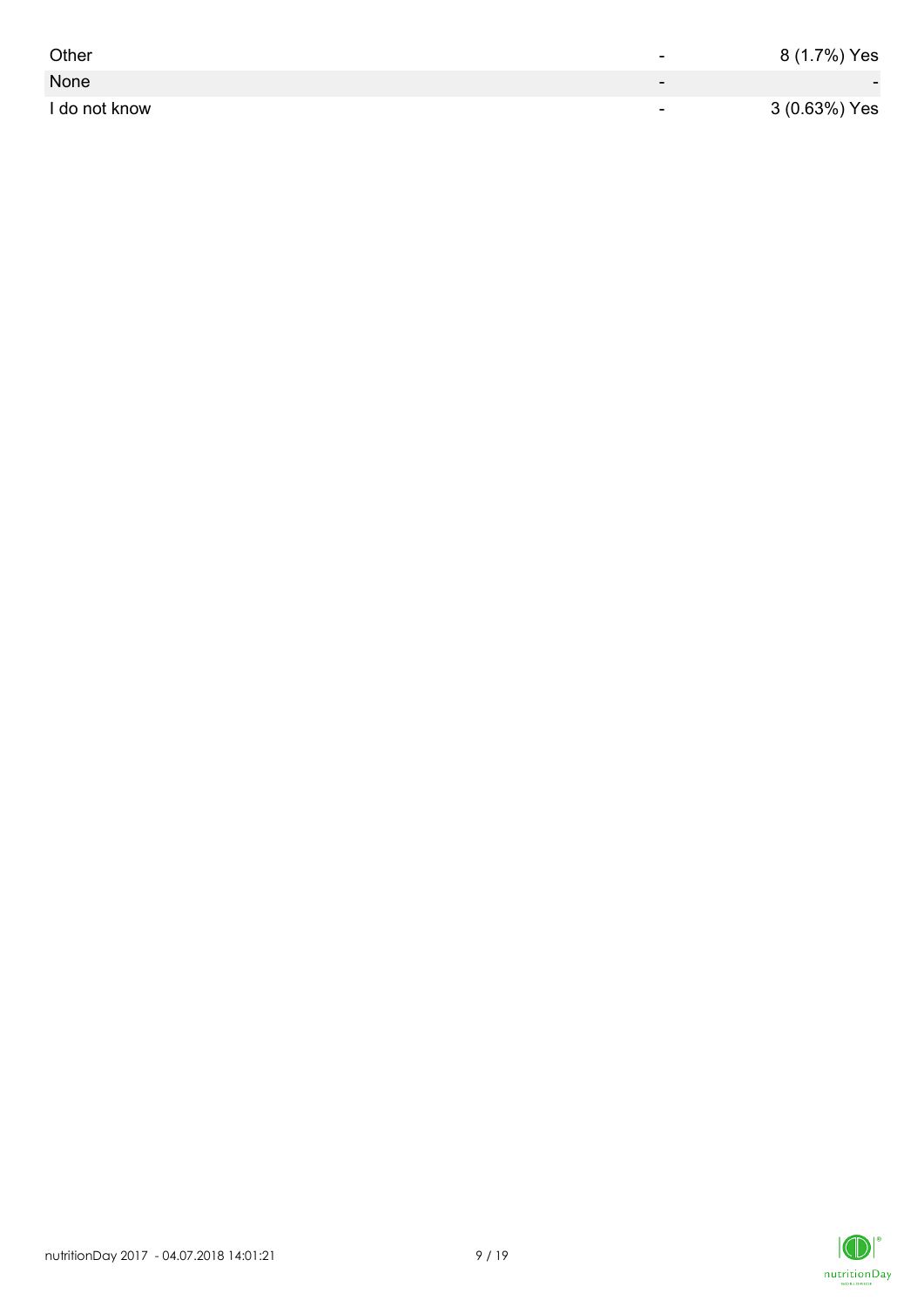| | | |
|---|---|---|
| Other | - | 8 (1.7%) Yes |
| None | - | - |
| I do not know | - | 3 (0.63%) Yes |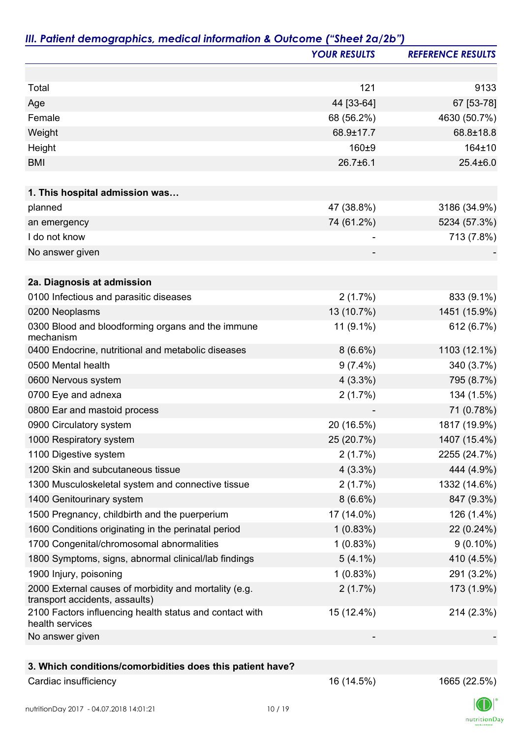## *III. Patient demographics, medical information & Outcome ("Sheet 2a/2b")*

| | *YOUR RESULTS* | *REFERENCE RESULTS* |
|---|---|---|
| Total | 121 | 9133 |
| Age | 44 [33-64] | 67 [53-78] |
| Female | 68 (56.2%) | 4630 (50.7%) |
| Weight | 68.9±17.7 | 68.8±18.8 |
| Height | 160±9 | 164±10 |
| BMI | 26.7±6.1 | 25.4±6.0 |
| **1. This hospital admission was…** | | |
| planned | 47 (38.8%) | 3186 (34.9%) |
| an emergency | 74 (61.2%) | 5234 (57.3%) |
| I do not know | - | 713 (7.8%) |
| No answer given | - | - |
| **2a. Diagnosis at admission** | | |
| 0100 Infectious and parasitic diseases | 2 (1.7%) | 833 (9.1%) |
| 0200 Neoplasms | 13 (10.7%) | 1451 (15.9%) |
| 0300 Blood and bloodforming organs and the immune mechanism | 11 (9.1%) | 612 (6.7%) |
| 0400 Endocrine, nutritional and metabolic diseases | 8 (6.6%) | 1103 (12.1%) |
| 0500 Mental health | 9 (7.4%) | 340 (3.7%) |
| 0600 Nervous system | 4 (3.3%) | 795 (8.7%) |
| 0700 Eye and adnexa | 2 (1.7%) | 134 (1.5%) |
| 0800 Ear and mastoid process | - | 71 (0.78%) |
| 0900 Circulatory system | 20 (16.5%) | 1817 (19.9%) |
| 1000 Respiratory system | 25 (20.7%) | 1407 (15.4%) |
| 1100 Digestive system | 2 (1.7%) | 2255 (24.7%) |
| 1200 Skin and subcutaneous tissue | 4 (3.3%) | 444 (4.9%) |
| 1300 Musculoskeletal system and connective tissue | 2 (1.7%) | 1332 (14.6%) |
| 1400 Genitourinary system | 8 (6.6%) | 847 (9.3%) |
| 1500 Pregnancy, childbirth and the puerperium | 17 (14.0%) | 126 (1.4%) |
| 1600 Conditions originating in the perinatal period | 1 (0.83%) | 22 (0.24%) |
| 1700 Congenital/chromosomal abnormalities | 1 (0.83%) | 9 (0.10%) |
| 1800 Symptoms, signs, abnormal clinical/lab findings | 5 (4.1%) | 410 (4.5%) |
| 1900 Injury, poisoning | 1 (0.83%) | 291 (3.2%) |
| 2000 External causes of morbidity and mortality (e.g. transport accidents, assaults) | 2 (1.7%) | 173 (1.9%) |
| 2100 Factors influencing health status and contact with health services | 15 (12.4%) | 214 (2.3%) |
| No answer given | - | - |
| **3. Which conditions/comorbidities does this patient have?** | | |
| Cardiac insufficiency | 16 (14.5%) | 1665 (22.5%) |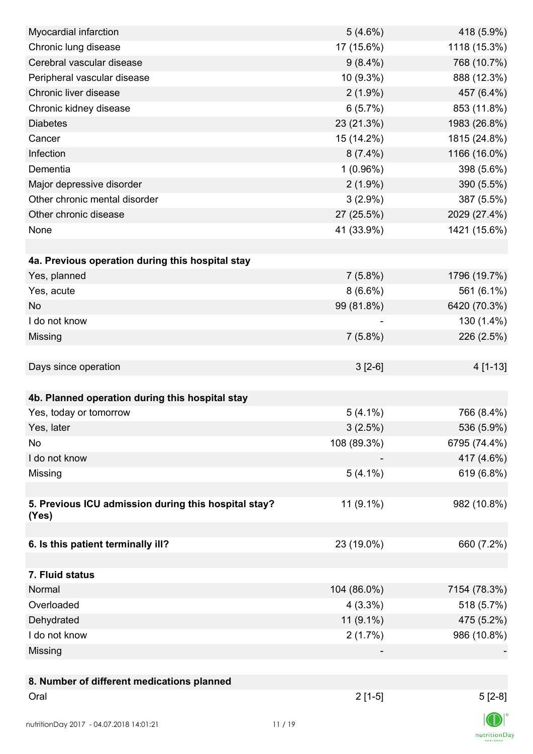| | | |
|---|---|---|
| Myocardial infarction | 5 (4.6%) | 418 (5.9%) |
| Chronic lung disease | 17 (15.6%) | 1118 (15.3%) |
| Cerebral vascular disease | 9 (8.4%) | 768 (10.7%) |
| Peripheral vascular disease | 10 (9.3%) | 888 (12.3%) |
| Chronic liver disease | 2 (1.9%) | 457 (6.4%) |
| Chronic kidney disease | 6 (5.7%) | 853 (11.8%) |
| Diabetes | 23 (21.3%) | 1983 (26.8%) |
| Cancer | 15 (14.2%) | 1815 (24.8%) |
| Infection | 8 (7.4%) | 1166 (16.0%) |
| Dementia | 1 (0.96%) | 398 (5.6%) |
| Major depressive disorder | 2 (1.9%) | 390 (5.5%) |
| Other chronic mental disorder | 3 (2.9%) | 387 (5.5%) |
| Other chronic disease | 27 (25.5%) | 2029 (27.4%) |
| None | 41 (33.9%) | 1421 (15.6%) |
| | | |
| **4a. Previous operation during this hospital stay** | | |
| Yes, planned | 7 (5.8%) | 1796 (19.7%) |
| Yes, acute | 8 (6.6%) | 561 (6.1%) |
| No | 99 (81.8%) | 6420 (70.3%) |
| I do not know | - | 130 (1.4%) |
| Missing | 7 (5.8%) | 226 (2.5%) |
| | | |
| Days since operation | 3 [2-6] | 4 [1-13] |
| | | |
| **4b. Planned operation during this hospital stay** | | |
| Yes, today or tomorrow | 5 (4.1%) | 766 (8.4%) |
| Yes, later | 3 (2.5%) | 536 (5.9%) |
| No | 108 (89.3%) | 6795 (74.4%) |
| I do not know | - | 417 (4.6%) |
| Missing | 5 (4.1%) | 619 (6.8%) |
| | | |
| **5. Previous ICU admission during this hospital stay? (Yes)** | 11 (9.1%) | 982 (10.8%) |
| | | |
| **6. Is this patient terminally ill?** | 23 (19.0%) | 660 (7.2%) |
| | | |
| **7. Fluid status** | | |
| Normal | 104 (86.0%) | 7154 (78.3%) |
| Overloaded | 4 (3.3%) | 518 (5.7%) |
| Dehydrated | 11 (9.1%) | 475 (5.2%) |
| I do not know | 2 (1.7%) | 986 (10.8%) |
| Missing | - | - |
| | | |
| **8. Number of different medications planned** | | |
| Oral | 2 [1-5] | 5 [2-8] |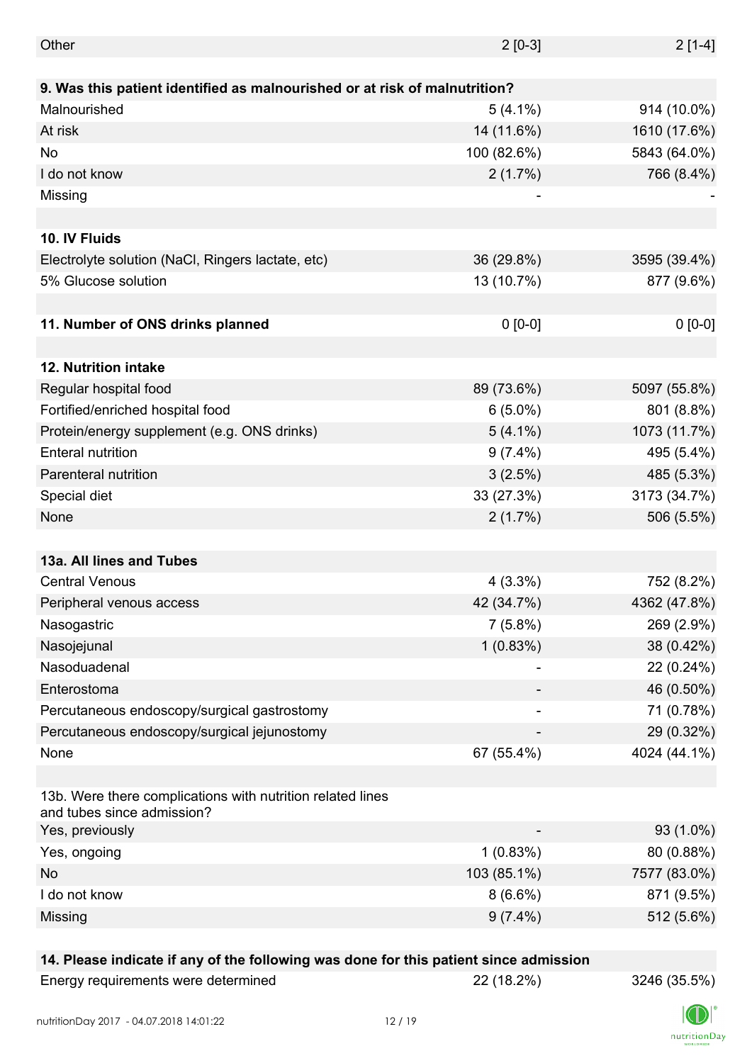| | | |
|---|---|---|
| Other | 2 [0-3] | 2 [1-4] |
| | | |
| **9. Was this patient identified as malnourished or at risk of malnutrition?** | | |
| Malnourished | 5 (4.1%) | 914 (10.0%) |
| At risk | 14 (11.6%) | 1610 (17.6%) |
| No | 100 (82.6%) | 5843 (64.0%) |
| I do not know | 2 (1.7%) | 766 (8.4%) |
| Missing | - | - |
| | | |
| **10. IV Fluids** | | |
| Electrolyte solution (NaCl, Ringers lactate, etc) | 36 (29.8%) | 3595 (39.4%) |
| 5% Glucose solution | 13 (10.7%) | 877 (9.6%) |
| | | |
| **11. Number of ONS drinks planned** | 0 [0-0] | 0 [0-0] |
| | | |
| **12. Nutrition intake** | | |
| Regular hospital food | 89 (73.6%) | 5097 (55.8%) |
| Fortified/enriched hospital food | 6 (5.0%) | 801 (8.8%) |
| Protein/energy supplement (e.g. ONS drinks) | 5 (4.1%) | 1073 (11.7%) |
| Enteral nutrition | 9 (7.4%) | 495 (5.4%) |
| Parenteral nutrition | 3 (2.5%) | 485 (5.3%) |
| Special diet | 33 (27.3%) | 3173 (34.7%) |
| None | 2 (1.7%) | 506 (5.5%) |
| | | |
| **13a. All lines and Tubes** | | |
| Central Venous | 4 (3.3%) | 752 (8.2%) |
| Peripheral venous access | 42 (34.7%) | 4362 (47.8%) |
| Nasogastric | 7 (5.8%) | 269 (2.9%) |
| Nasojejunal | 1 (0.83%) | 38 (0.42%) |
| Nasoduadenal | - | 22 (0.24%) |
| Enterostoma | - | 46 (0.50%) |
| Percutaneous endoscopy/surgical gastrostomy | - | 71 (0.78%) |
| Percutaneous endoscopy/surgical jejunostomy | - | 29 (0.32%) |
| None | 67 (55.4%) | 4024 (44.1%) |
| | | |
| 13b. Were there complications with nutrition related lines and tubes since admission? | | |
| Yes, previously | - | 93 (1.0%) |
| Yes, ongoing | 1 (0.83%) | 80 (0.88%) |
| No | 103 (85.1%) | 7577 (83.0%) |
| I do not know | 8 (6.6%) | 871 (9.5%) |
| Missing | 9 (7.4%) | 512 (5.6%) |
| | | |
| **14. Please indicate if any of the following was done for this patient since admission** | | |
| Energy requirements were determined | 22 (18.2%) | 3246 (35.5%) |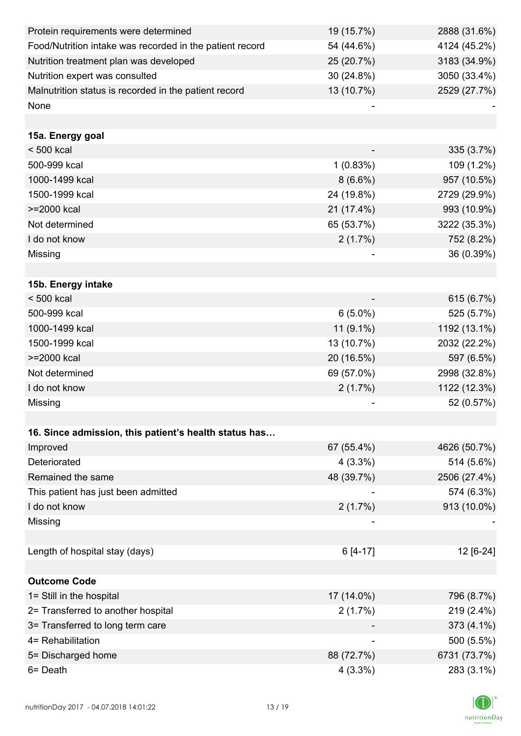| | | |
|---|---|---|
| Protein requirements were determined | 19 (15.7%) | 2888 (31.6%) |
| Food/Nutrition intake was recorded in the patient record | 54 (44.6%) | 4124 (45.2%) |
| Nutrition treatment plan was developed | 25 (20.7%) | 3183 (34.9%) |
| Nutrition expert was consulted | 30 (24.8%) | 3050 (33.4%) |
| Malnutrition status is recorded in the patient record | 13 (10.7%) | 2529 (27.7%) |
| None | - | - |
| | | |
| **15a. Energy goal** | | |
| < 500 kcal | - | 335 (3.7%) |
| 500-999 kcal | 1 (0.83%) | 109 (1.2%) |
| 1000-1499 kcal | 8 (6.6%) | 957 (10.5%) |
| 1500-1999 kcal | 24 (19.8%) | 2729 (29.9%) |
| >=2000 kcal | 21 (17.4%) | 993 (10.9%) |
| Not determined | 65 (53.7%) | 3222 (35.3%) |
| I do not know | 2 (1.7%) | 752 (8.2%) |
| Missing | - | 36 (0.39%) |
| | | |
| **15b. Energy intake** | | |
| < 500 kcal | - | 615 (6.7%) |
| 500-999 kcal | 6 (5.0%) | 525 (5.7%) |
| 1000-1499 kcal | 11 (9.1%) | 1192 (13.1%) |
| 1500-1999 kcal | 13 (10.7%) | 2032 (22.2%) |
| >=2000 kcal | 20 (16.5%) | 597 (6.5%) |
| Not determined | 69 (57.0%) | 2998 (32.8%) |
| I do not know | 2 (1.7%) | 1122 (12.3%) |
| Missing | - | 52 (0.57%) |
| | | |
| **16. Since admission, this patient's health status has…** | | |
| Improved | 67 (55.4%) | 4626 (50.7%) |
| Deteriorated | 4 (3.3%) | 514 (5.6%) |
| Remained the same | 48 (39.7%) | 2506 (27.4%) |
| This patient has just been admitted | - | 574 (6.3%) |
| I do not know | 2 (1.7%) | 913 (10.0%) |
| Missing | - | - |
| | | |
| Length of hospital stay (days) | 6 [4-17] | 12 [6-24] |
| | | |
| **Outcome Code** | | |
| 1= Still in the hospital | 17 (14.0%) | 796 (8.7%) |
| 2= Transferred to another hospital | 2 (1.7%) | 219 (2.4%) |
| 3= Transferred to long term care | - | 373 (4.1%) |
| 4= Rehabilitation | - | 500 (5.5%) |
| 5= Discharged home | 88 (72.7%) | 6731 (73.7%) |
| 6= Death | 4 (3.3%) | 283 (3.1%) |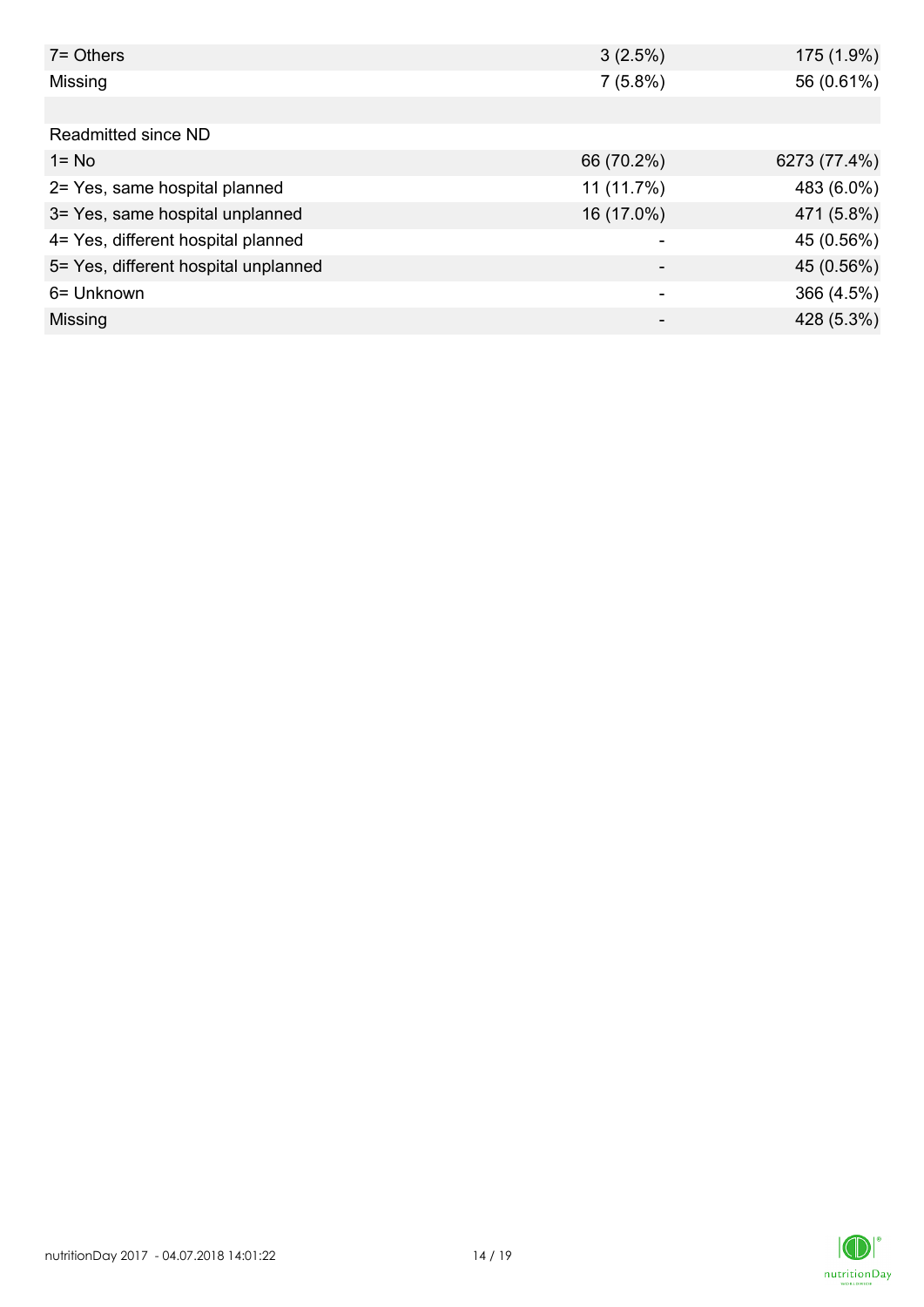| | | |
|---|---|---|
| 7= Others | 3 (2.5%) | 175 (1.9%) |
| Missing | 7 (5.8%) | 56 (0.61%) |
| | | |
| Readmitted since ND | | |
| 1= No | 66 (70.2%) | 6273 (77.4%) |
| 2= Yes, same hospital planned | 11 (11.7%) | 483 (6.0%) |
| 3= Yes, same hospital unplanned | 16 (17.0%) | 471 (5.8%) |
| 4= Yes, different hospital planned | - | 45 (0.56%) |
| 5= Yes, different hospital unplanned | - | 45 (0.56%) |
| 6= Unknown | - | 366 (4.5%) |
| Missing | - | 428 (5.3%) |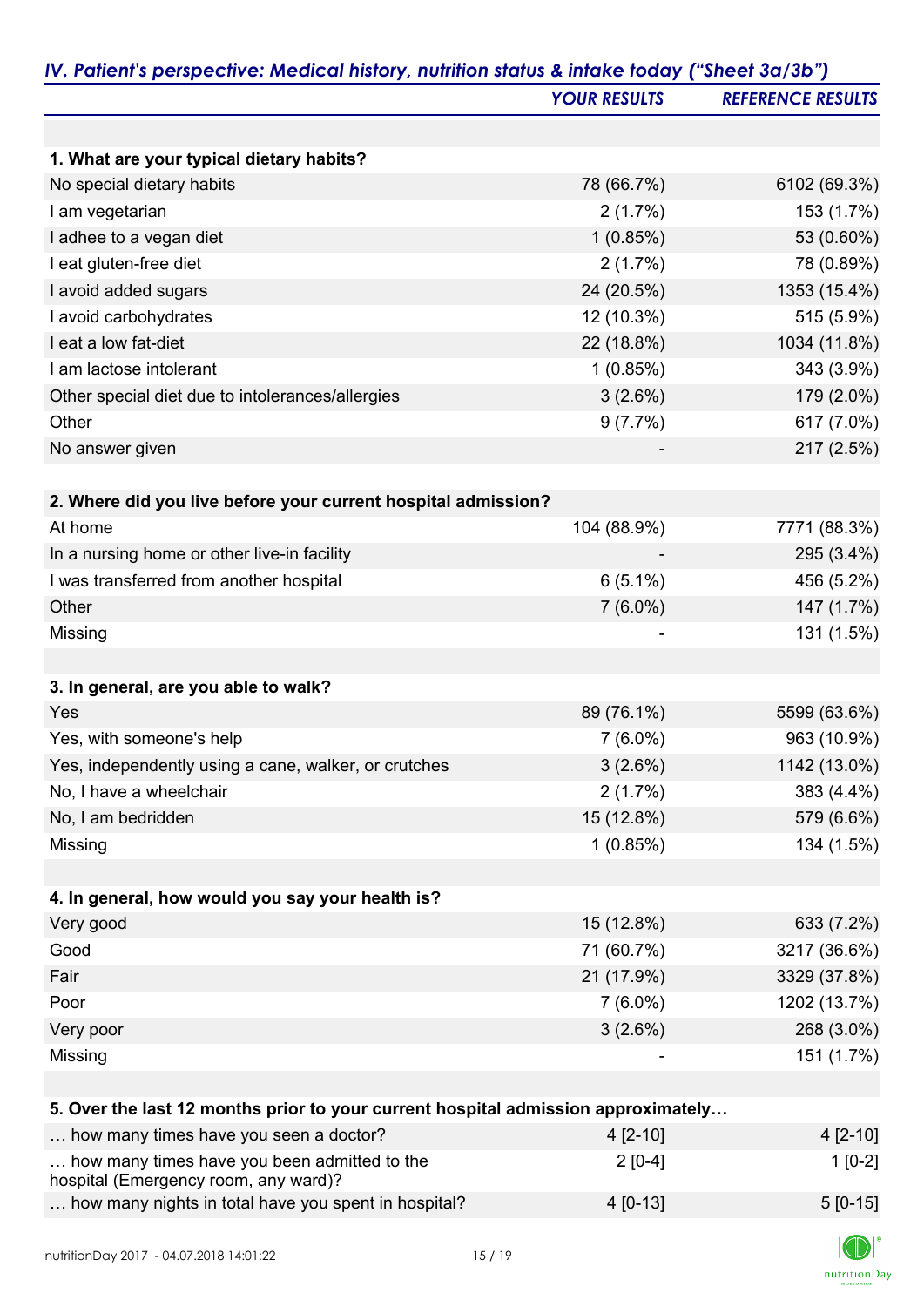## IV. Patient's perspective: Medical history, nutrition status & intake today ("Sheet 3a/3b")

| | YOUR RESULTS | REFERENCE RESULTS |
|---|---|---|
| **1. What are your typical dietary habits?** | | |
| No special dietary habits | 78 (66.7%) | 6102 (69.3%) |
| I am vegetarian | 2 (1.7%) | 153 (1.7%) |
| I adhee to a vegan diet | 1 (0.85%) | 53 (0.60%) |
| I eat gluten-free diet | 2 (1.7%) | 78 (0.89%) |
| I avoid added sugars | 24 (20.5%) | 1353 (15.4%) |
| I avoid carbohydrates | 12 (10.3%) | 515 (5.9%) |
| I eat a low fat-diet | 22 (18.8%) | 1034 (11.8%) |
| I am lactose intolerant | 1 (0.85%) | 343 (3.9%) |
| Other special diet due to intolerances/allergies | 3 (2.6%) | 179 (2.0%) |
| Other | 9 (7.7%) | 617 (7.0%) |
| No answer given | - | 217 (2.5%) |
| **2. Where did you live before your current hospital admission?** | | |
| At home | 104 (88.9%) | 7771 (88.3%) |
| In a nursing home or other live-in facility | - | 295 (3.4%) |
| I was transferred from another hospital | 6 (5.1%) | 456 (5.2%) |
| Other | 7 (6.0%) | 147 (1.7%) |
| Missing | - | 131 (1.5%) |
| **3. In general, are you able to walk?** | | |
| Yes | 89 (76.1%) | 5599 (63.6%) |
| Yes, with someone's help | 7 (6.0%) | 963 (10.9%) |
| Yes, independently using a cane, walker, or crutches | 3 (2.6%) | 1142 (13.0%) |
| No, I have a wheelchair | 2 (1.7%) | 383 (4.4%) |
| No, I am bedridden | 15 (12.8%) | 579 (6.6%) |
| Missing | 1 (0.85%) | 134 (1.5%) |
| **4. In general, how would you say your health is?** | | |
| Very good | 15 (12.8%) | 633 (7.2%) |
| Good | 71 (60.7%) | 3217 (36.6%) |
| Fair | 21 (17.9%) | 3329 (37.8%) |
| Poor | 7 (6.0%) | 1202 (13.7%) |
| Very poor | 3 (2.6%) | 268 (3.0%) |
| Missing | - | 151 (1.7%) |
| **5. Over the last 12 months prior to your current hospital admission approximately…** | | |
| … how many times have you seen a doctor? | 4 [2-10] | 4 [2-10] |
| … how many times have you been admitted to the hospital (Emergency room, any ward)? | 2 [0-4] | 1 [0-2] |
| … how many nights in total have you spent in hospital? | 4 [0-13] | 5 [0-15] |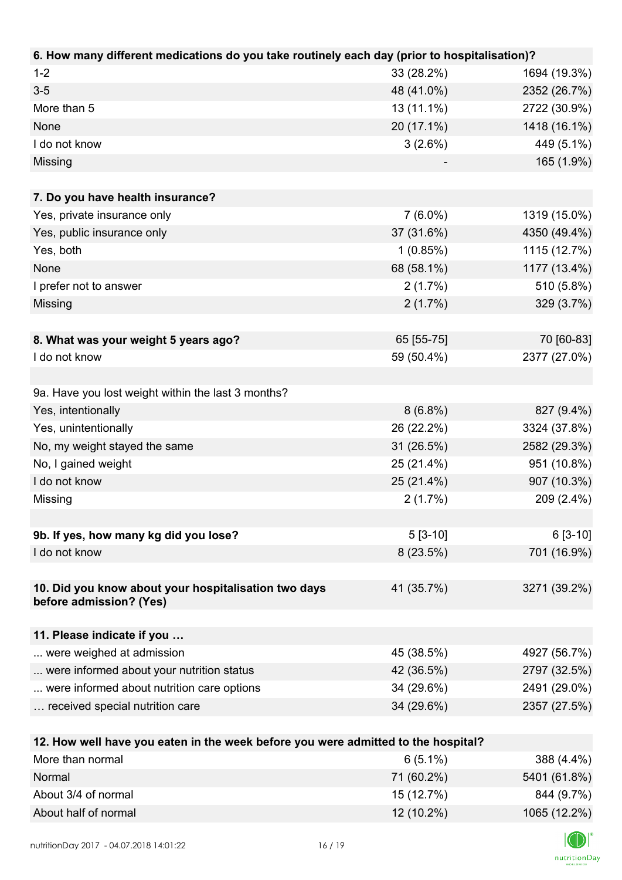| 6. How many different medications do you take routinely each day (prior to hospitalisation)? | | |
|---|---|---|
| 1-2 | 33 (28.2%) | 1694 (19.3%) |
| 3-5 | 48 (41.0%) | 2352 (26.7%) |
| More than 5 | 13 (11.1%) | 2722 (30.9%) |
| None | 20 (17.1%) | 1418 (16.1%) |
| I do not know | 3 (2.6%) | 449 (5.1%) |
| Missing | - | 165 (1.9%) |

| 7. Do you have health insurance? | | |
|---|---|---|
| Yes, private insurance only | 7 (6.0%) | 1319 (15.0%) |
| Yes, public insurance only | 37 (31.6%) | 4350 (49.4%) |
| Yes, both | 1 (0.85%) | 1115 (12.7%) |
| None | 68 (58.1%) | 1177 (13.4%) |
| I prefer not to answer | 2 (1.7%) | 510 (5.8%) |
| Missing | 2 (1.7%) | 329 (3.7%) |

| 8. What was your weight 5 years ago? | 65 [55-75] | 70 [60-83] |
|---|---|---|
| I do not know | 59 (50.4%) | 2377 (27.0%) |
| | | |
| 9a. Have you lost weight within the last 3 months? | | |
| Yes, intentionally | 8 (6.8%) | 827 (9.4%) |
| Yes, unintentionally | 26 (22.2%) | 3324 (37.8%) |
| No, my weight stayed the same | 31 (26.5%) | 2582 (29.3%) |
| No, I gained weight | 25 (21.4%) | 951 (10.8%) |
| I do not know | 25 (21.4%) | 907 (10.3%) |
| Missing | 2 (1.7%) | 209 (2.4%) |

| 9b. If yes, how many kg did you lose? | 5 [3-10] | 6 [3-10] |
|---|---|---|
| I do not know | 8 (23.5%) | 701 (16.9%) |

| 10. Did you know about your hospitalisation two days before admission? (Yes) | 41 (35.7%) | 3271 (39.2%) |
|---|---|---|

| 11. Please indicate if you … | | |
|---|---|---|
| ... were weighed at admission | 45 (38.5%) | 4927 (56.7%) |
| ... were informed about your nutrition status | 42 (36.5%) | 2797 (32.5%) |
| ... were informed about nutrition care options | 34 (29.6%) | 2491 (29.0%) |
| … received special nutrition care | 34 (29.6%) | 2357 (27.5%) |

| 12. How well have you eaten in the week before you were admitted to the hospital? | | |
|---|---|---|
| More than normal | 6 (5.1%) | 388 (4.4%) |
| Normal | 71 (60.2%) | 5401 (61.8%) |
| About 3/4 of normal | 15 (12.7%) | 844 (9.7%) |
| About half of normal | 12 (10.2%) | 1065 (12.2%) |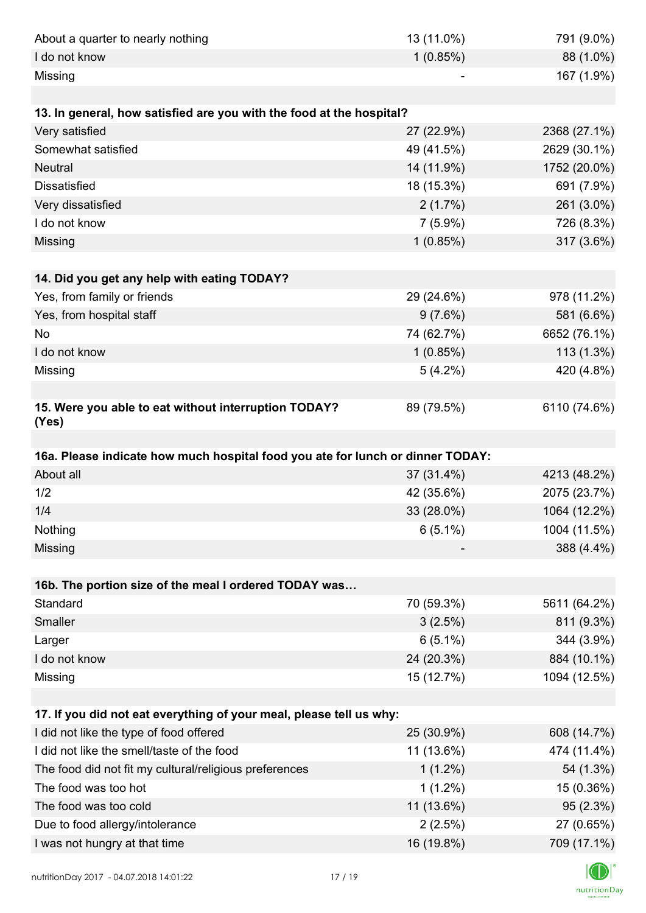| | | |
|---|---|---|
| About a quarter to nearly nothing | 13 (11.0%) | 791 (9.0%) |
| I do not know | 1 (0.85%) | 88 (1.0%) |
| Missing | - | 167 (1.9%) |

| **13. In general, how satisfied are you with the food at the hospital?** | | |
|---|---|---|
| Very satisfied | 27 (22.9%) | 2368 (27.1%) |
| Somewhat satisfied | 49 (41.5%) | 2629 (30.1%) |
| Neutral | 14 (11.9%) | 1752 (20.0%) |
| Dissatisfied | 18 (15.3%) | 691 (7.9%) |
| Very dissatisfied | 2 (1.7%) | 261 (3.0%) |
| I do not know | 7 (5.9%) | 726 (8.3%) |
| Missing | 1 (0.85%) | 317 (3.6%) |

| **14. Did you get any help with eating TODAY?** | | |
|---|---|---|
| Yes, from family or friends | 29 (24.6%) | 978 (11.2%) |
| Yes, from hospital staff | 9 (7.6%) | 581 (6.6%) |
| No | 74 (62.7%) | 6652 (76.1%) |
| I do not know | 1 (0.85%) | 113 (1.3%) |
| Missing | 5 (4.2%) | 420 (4.8%) |

| **15. Were you able to eat without interruption TODAY? (Yes)** | 89 (79.5%) | 6110 (74.6%) |
|---|---|---|

| **16a. Please indicate how much hospital food you ate for lunch or dinner TODAY:** | | |
|---|---|---|
| About all | 37 (31.4%) | 4213 (48.2%) |
| 1/2 | 42 (35.6%) | 2075 (23.7%) |
| 1/4 | 33 (28.0%) | 1064 (12.2%) |
| Nothing | 6 (5.1%) | 1004 (11.5%) |
| Missing | - | 388 (4.4%) |

| **16b. The portion size of the meal I ordered TODAY was…** | | |
|---|---|---|
| Standard | 70 (59.3%) | 5611 (64.2%) |
| Smaller | 3 (2.5%) | 811 (9.3%) |
| Larger | 6 (5.1%) | 344 (3.9%) |
| I do not know | 24 (20.3%) | 884 (10.1%) |
| Missing | 15 (12.7%) | 1094 (12.5%) |

| **17. If you did not eat everything of your meal, please tell us why:** | | |
|---|---|---|
| I did not like the type of food offered | 25 (30.9%) | 608 (14.7%) |
| I did not like the smell/taste of the food | 11 (13.6%) | 474 (11.4%) |
| The food did not fit my cultural/religious preferences | 1 (1.2%) | 54 (1.3%) |
| The food was too hot | 1 (1.2%) | 15 (0.36%) |
| The food was too cold | 11 (13.6%) | 95 (2.3%) |
| Due to food allergy/intolerance | 2 (2.5%) | 27 (0.65%) |
| I was not hungry at that time | 16 (19.8%) | 709 (17.1%) |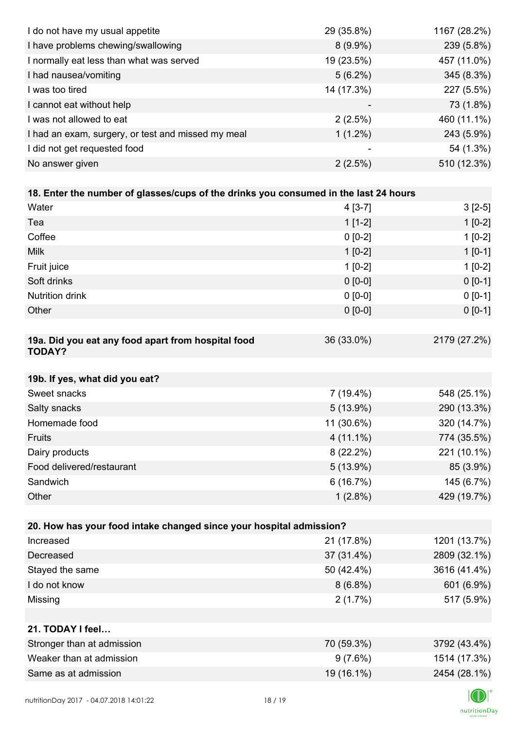| | | |
|---|---|---|
| I do not have my usual appetite | 29 (35.8%) | 1167 (28.2%) |
| I have problems chewing/swallowing | 8 (9.9%) | 239 (5.8%) |
| I normally eat less than what was served | 19 (23.5%) | 457 (11.0%) |
| I had nausea/vomiting | 5 (6.2%) | 345 (8.3%) |
| I was too tired | 14 (17.3%) | 227 (5.5%) |
| I cannot eat without help | - | 73 (1.8%) |
| I was not allowed to eat | 2 (2.5%) | 460 (11.1%) |
| I had an exam, surgery, or test and missed my meal | 1 (1.2%) | 243 (5.9%) |
| I did not get requested food | - | 54 (1.3%) |
| No answer given | 2 (2.5%) | 510 (12.3%) |

| **18. Enter the number of glasses/cups of the drinks you consumed in the last 24 hours** | | |
|---|---|---|
| Water | 4 [3-7] | 3 [2-5] |
| Tea | 1 [1-2] | 1 [0-2] |
| Coffee | 0 [0-2] | 1 [0-2] |
| Milk | 1 [0-2] | 1 [0-1] |
| Fruit juice | 1 [0-2] | 1 [0-2] |
| Soft drinks | 0 [0-0] | 0 [0-1] |
| Nutrition drink | 0 [0-0] | 0 [0-1] |
| Other | 0 [0-0] | 0 [0-1] |

| **19a. Did you eat any food apart from hospital food TODAY?** | 36 (33.0%) | 2179 (27.2%) |
|---|---|---|

| **19b. If yes, what did you eat?** | | |
|---|---|---|
| Sweet snacks | 7 (19.4%) | 548 (25.1%) |
| Salty snacks | 5 (13.9%) | 290 (13.3%) |
| Homemade food | 11 (30.6%) | 320 (14.7%) |
| Fruits | 4 (11.1%) | 774 (35.5%) |
| Dairy products | 8 (22.2%) | 221 (10.1%) |
| Food delivered/restaurant | 5 (13.9%) | 85 (3.9%) |
| Sandwich | 6 (16.7%) | 145 (6.7%) |
| Other | 1 (2.8%) | 429 (19.7%) |

| **20. How has your food intake changed since your hospital admission?** | | |
|---|---|---|
| Increased | 21 (17.8%) | 1201 (13.7%) |
| Decreased | 37 (31.4%) | 2809 (32.1%) |
| Stayed the same | 50 (42.4%) | 3616 (41.4%) |
| I do not know | 8 (6.8%) | 601 (6.9%) |
| Missing | 2 (1.7%) | 517 (5.9%) |

| **21. TODAY I feel…** | | |
|---|---|---|
| Stronger than at admission | 70 (59.3%) | 3792 (43.4%) |
| Weaker than at admission | 9 (7.6%) | 1514 (17.3%) |
| Same as at admission | 19 (16.1%) | 2454 (28.1%) |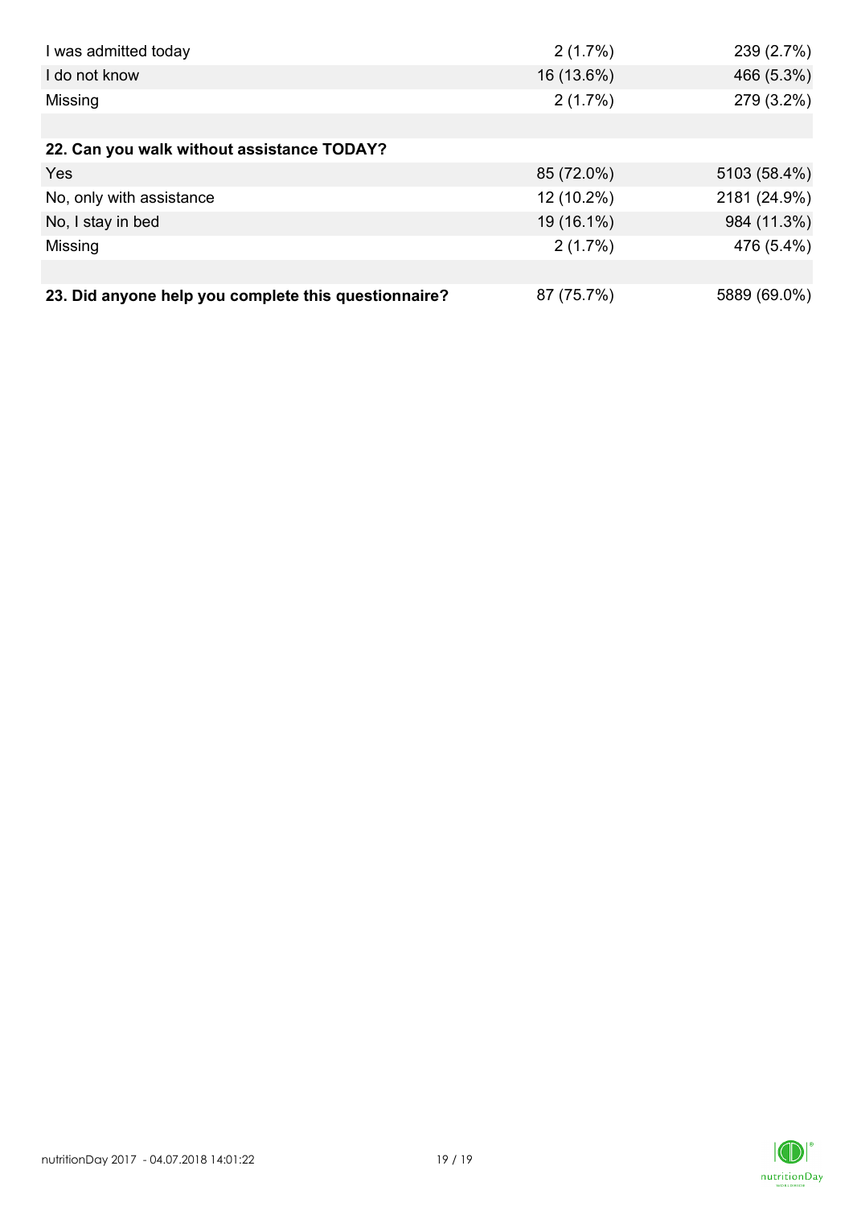| | | |
|---|---|---|
| I was admitted today | 2 (1.7%) | 239 (2.7%) |
| I do not know | 16 (13.6%) | 466 (5.3%) |
| Missing | 2 (1.7%) | 279 (3.2%) |
| | | |
| **22. Can you walk without assistance TODAY?** | | |
| Yes | 85 (72.0%) | 5103 (58.4%) |
| No, only with assistance | 12 (10.2%) | 2181 (24.9%) |
| No, I stay in bed | 19 (16.1%) | 984 (11.3%) |
| Missing | 2 (1.7%) | 476 (5.4%) |
| | | |
| **23. Did anyone help you complete this questionnaire?** | 87 (75.7%) | 5889 (69.0%) |